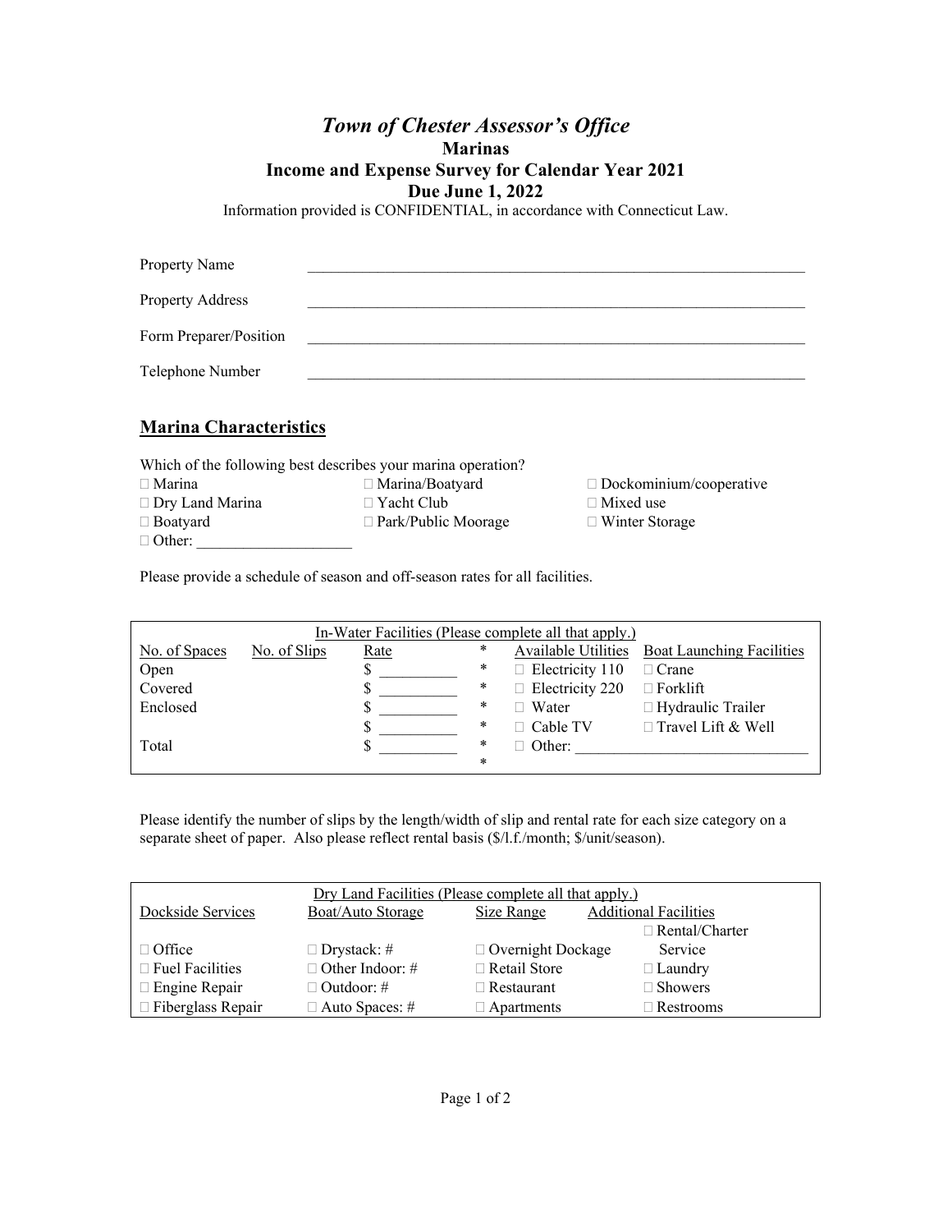# *Town of Chester Assessor's Office*

## Marinas

## Income and Expense Survey for Calendar Year 2021

## Due June 1, 2022

Information provided is CONFIDENTIAL, in accordance with Connecticut Law.

Property Name \_\_\_\_\_\_\_\_\_\_\_\_\_\_\_\_\_\_\_\_\_\_\_\_\_\_\_\_\_\_\_\_\_\_\_\_\_\_\_\_\_\_\_\_\_\_\_\_\_\_\_\_\_\_\_\_\_\_

Property Address \_\_\_\_\_\_\_\_\_\_\_\_\_\_\_\_\_\_\_\_\_\_\_\_\_\_\_\_\_\_\_\_\_\_\_\_\_\_\_\_\_\_\_\_\_\_\_\_\_\_\_\_\_\_\_\_\_\_

Form Preparer/Position \_\_\_\_\_\_\_\_\_\_\_\_\_\_\_\_\_\_\_\_\_\_\_\_\_\_\_\_\_\_\_\_\_\_\_\_\_\_\_\_\_\_\_\_\_\_\_\_\_\_\_\_\_\_\_\_\_\_

Telephone Number \_\_\_\_\_\_\_\_\_\_\_\_\_\_\_\_\_\_\_\_\_\_\_\_\_\_\_\_\_\_\_\_\_\_\_\_\_\_\_\_\_\_\_\_\_\_\_\_\_\_\_\_\_\_\_\_\_\_

## Marina Characteristics

Which of the following best describes your marina operation?

- ☐ Marina
- ☐ Marina/Boatyard
- ☐ Dockominium/cooperative
- ☐ Dry Land Marina
- ☐ Yacht Club
- ☐ Mixed use
- ☐ Boatyard
- ☐ Park/Public Moorage
- ☐ Winter Storage
- ☐ Other: \_\_\_\_\_\_\_\_\_\_\_\_\_\_\_\_\_\_\_\_

Please provide a schedule of season and off-season rates for all facilities.

| In-Water Facilities (Please complete all that apply.) | | | | | |
|---|---|---|---|---|---|
| No. of Spaces | No. of Slips | Rate | * | Available Utilities | Boat Launching Facilities |
| Open | | $ \_\_\_\_\_\_\_\_\_\_ | * | ☐ Electricity 110 | ☐ Crane |
| Covered | | $ \_\_\_\_\_\_\_\_\_\_ | * | ☐ Electricity 220 | ☐ Forklift |
| Enclosed | | $ \_\_\_\_\_\_\_\_\_\_ | * | ☐ Water | ☐ Hydraulic Trailer |
| | | $ \_\_\_\_\_\_\_\_\_\_ | * | ☐ Cable TV | ☐ Travel Lift & Well |
| Total | | $ \_\_\_\_\_\_\_\_\_\_ | * | ☐ Other: \_\_\_\_\_\_\_\_\_\_\_\_\_\_\_\_\_\_\_\_ | |
| | | | * | | |

Please identify the number of slips by the length/width of slip and rental rate for each size category on a separate sheet of paper. Also please reflect rental basis ($/l.f./month; $/unit/season).

| Dry Land Facilities (Please complete all that apply.) | | | |
|---|---|---|---|
| Dockside Services | Boat/Auto Storage | Size Range | Additional Facilities |
| | | | ☐ Rental/Charter Service |
| ☐ Office | ☐ Drystack: # | ☐ Overnight Dockage | |
| ☐ Fuel Facilities | ☐ Other Indoor: # | ☐ Retail Store | ☐ Laundry |
| ☐ Engine Repair | ☐ Outdoor: # | ☐ Restaurant | ☐ Showers |
| ☐ Fiberglass Repair | ☐ Auto Spaces: # | ☐ Apartments | ☐ Restrooms |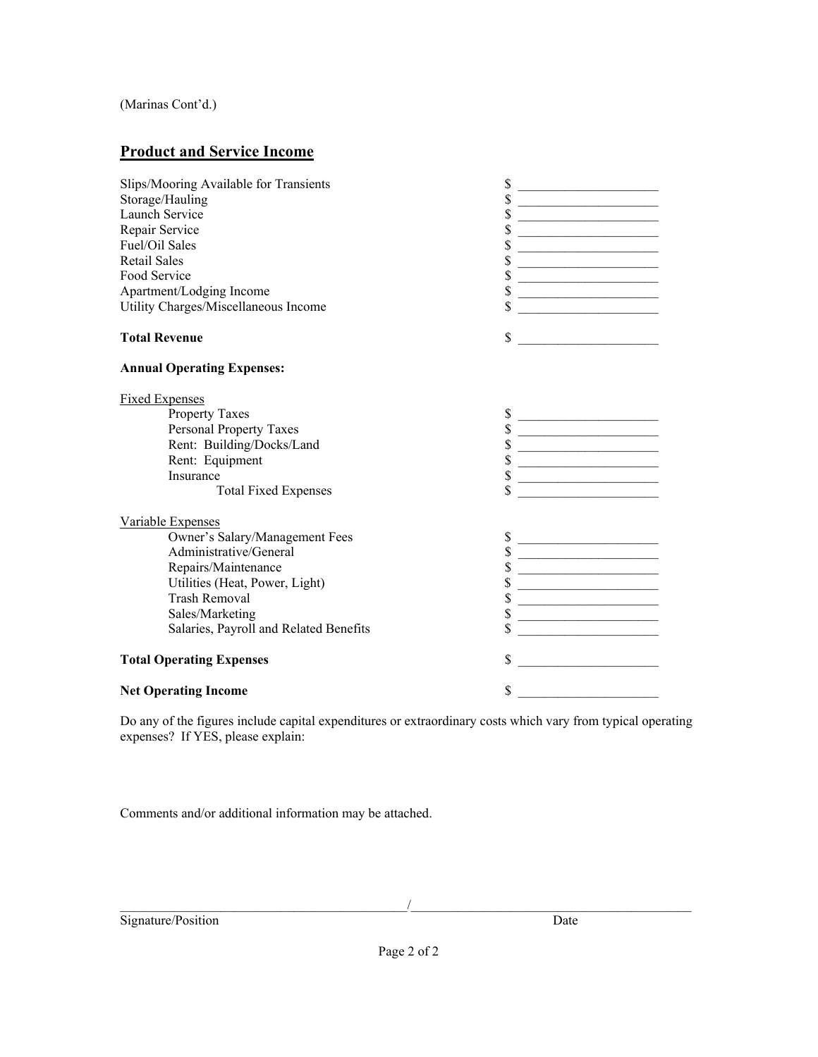(Marinas Cont'd.)

## Product and Service Income

| | |
|---|---|
| Slips/Mooring Available for Transients | $ ____________________ |
| Storage/Hauling | $ ____________________ |
| Launch Service | $ ____________________ |
| Repair Service | $ ____________________ |
| Fuel/Oil Sales | $ ____________________ |
| Retail Sales | $ ____________________ |
| Food Service | $ ____________________ |
| Apartment/Lodging Income | $ ____________________ |
| Utility Charges/Miscellaneous Income | $ ____________________ |
| **Total Revenue** | $ ____________________ |

**Annual Operating Expenses:**

Fixed Expenses

| | |
|---|---|
| Property Taxes | $ ____________________ |
| Personal Property Taxes | $ ____________________ |
| Rent: Building/Docks/Land | $ ____________________ |
| Rent: Equipment | $ ____________________ |
| Insurance | $ ____________________ |
| Total Fixed Expenses | $ ____________________ |

Variable Expenses

| | |
|---|---|
| Owner's Salary/Management Fees | $ ____________________ |
| Administrative/General | $ ____________________ |
| Repairs/Maintenance | $ ____________________ |
| Utilities (Heat, Power, Light) | $ ____________________ |
| Trash Removal | $ ____________________ |
| Sales/Marketing | $ ____________________ |
| Salaries, Payroll and Related Benefits | $ ____________________ |
| **Total Operating Expenses** | $ ____________________ |
| **Net Operating Income** | $ ____________________ |

Do any of the figures include capital expenditures or extraordinary costs which vary from typical operating expenses? If YES, please explain:

Comments and/or additional information may be attached.

____________________________________________/__________________________________________

Signature/Position Date